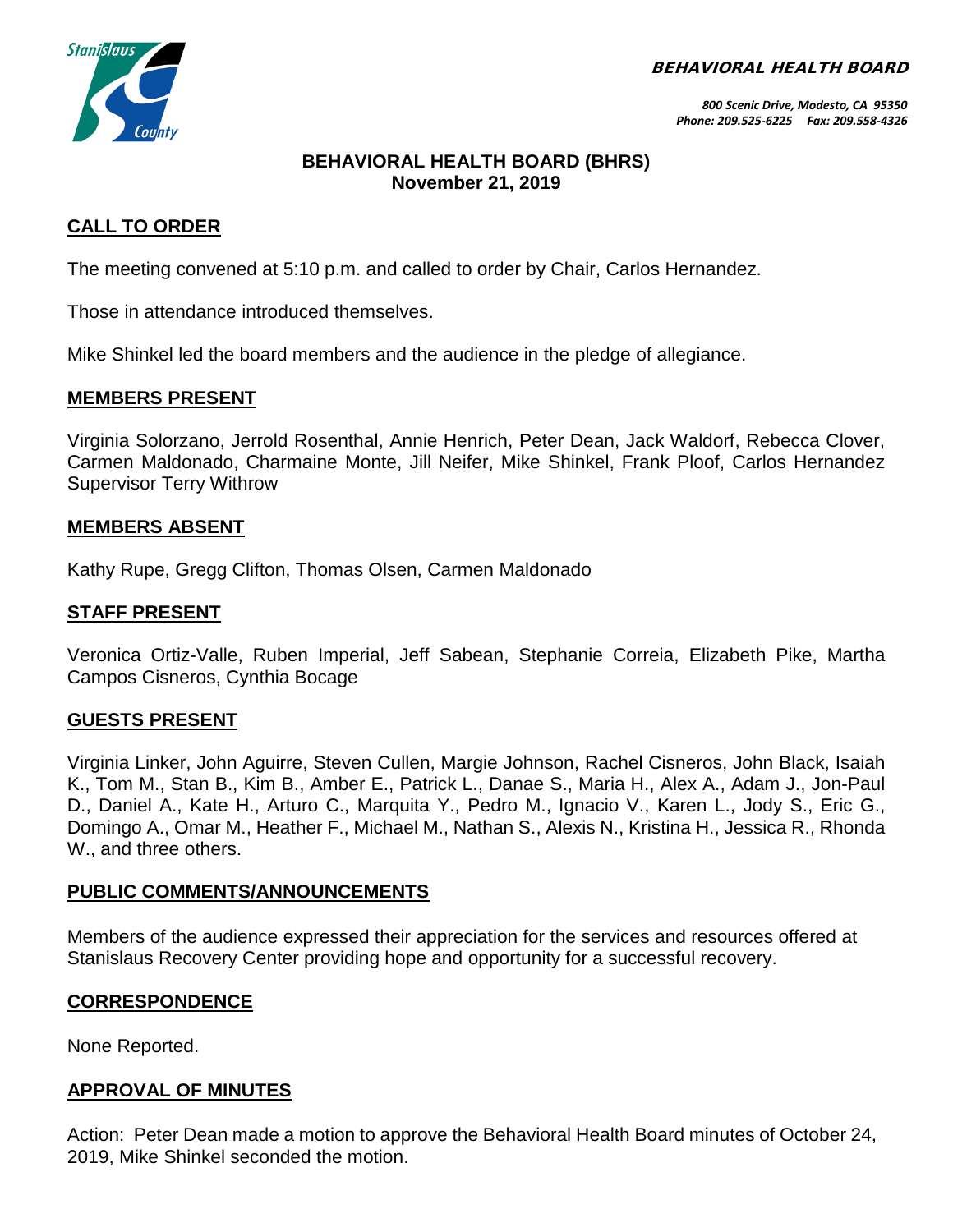**BEHAVIORAL HEALTH BOARD**

*800 Scenic Drive, Modesto, CA 95350*
*Phone: 209.525-6225 Fax: 209.558-4326*

# BEHAVIORAL HEALTH BOARD (BHRS)
## November 21, 2019

## CALL TO ORDER

The meeting convened at 5:10 p.m. and called to order by Chair, Carlos Hernandez.

Those in attendance introduced themselves.

Mike Shinkel led the board members and the audience in the pledge of allegiance.

## MEMBERS PRESENT

Virginia Solorzano, Jerrold Rosenthal, Annie Henrich, Peter Dean, Jack Waldorf, Rebecca Clover, Carmen Maldonado, Charmaine Monte, Jill Neifer, Mike Shinkel, Frank Ploof, Carlos Hernandez Supervisor Terry Withrow

## MEMBERS ABSENT

Kathy Rupe, Gregg Clifton, Thomas Olsen, Carmen Maldonado

## STAFF PRESENT

Veronica Ortiz-Valle, Ruben Imperial, Jeff Sabean, Stephanie Correia, Elizabeth Pike, Martha Campos Cisneros, Cynthia Bocage

## GUESTS PRESENT

Virginia Linker, John Aguirre, Steven Cullen, Margie Johnson, Rachel Cisneros, John Black, Isaiah K., Tom M., Stan B., Kim B., Amber E., Patrick L., Danae S., Maria H., Alex A., Adam J., Jon-Paul D., Daniel A., Kate H., Arturo C., Marquita Y., Pedro M., Ignacio V., Karen L., Jody S., Eric G., Domingo A., Omar M., Heather F., Michael M., Nathan S., Alexis N., Kristina H., Jessica R., Rhonda W., and three others.

## PUBLIC COMMENTS/ANNOUNCEMENTS

Members of the audience expressed their appreciation for the services and resources offered at Stanislaus Recovery Center providing hope and opportunity for a successful recovery.

## CORRESPONDENCE

None Reported.

## APPROVAL OF MINUTES

Action: Peter Dean made a motion to approve the Behavioral Health Board minutes of October 24, 2019, Mike Shinkel seconded the motion.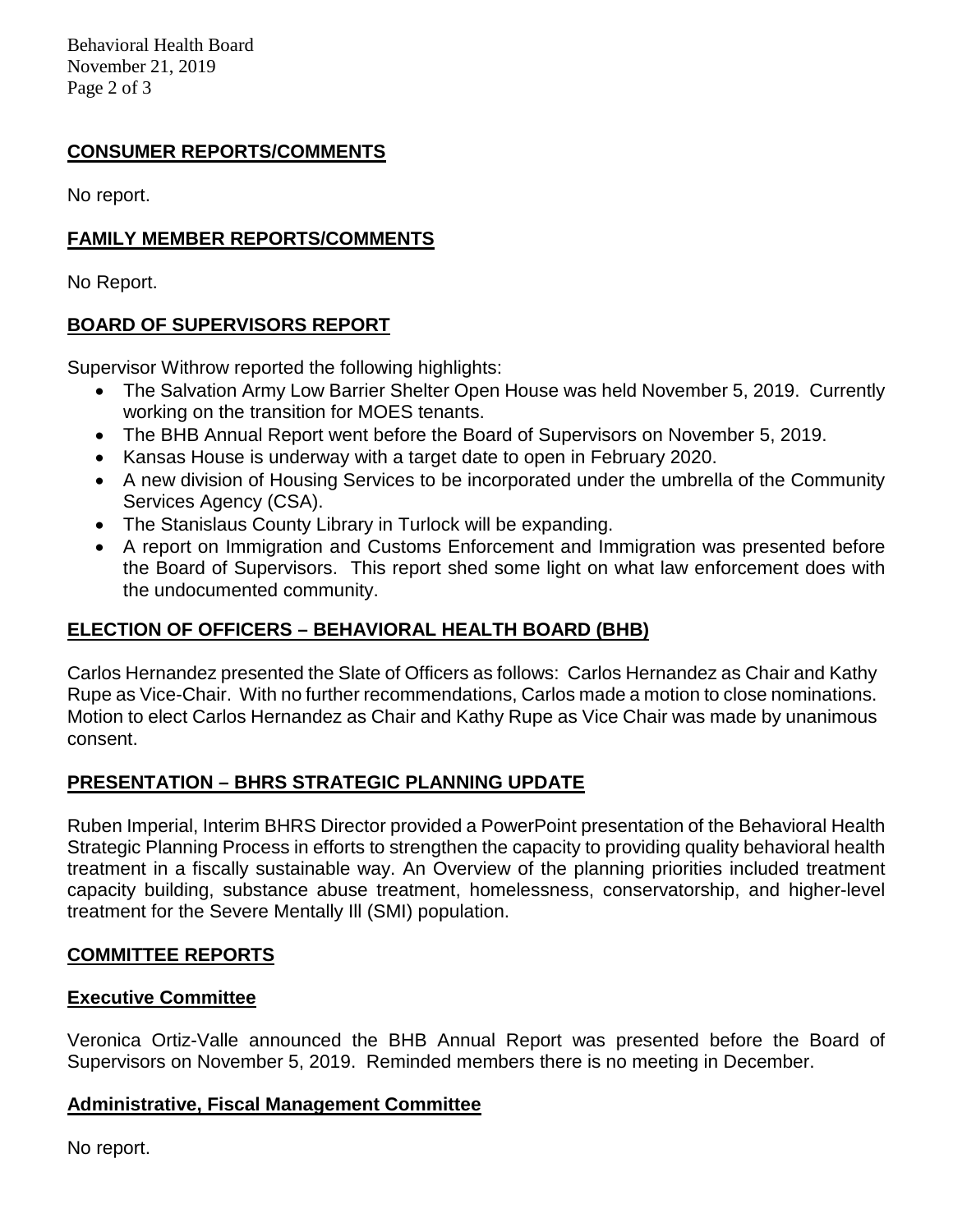## CONSUMER REPORTS/COMMENTS

No report.

## FAMILY MEMBER REPORTS/COMMENTS

No Report.

## BOARD OF SUPERVISORS REPORT

Supervisor Withrow reported the following highlights:

- The Salvation Army Low Barrier Shelter Open House was held November 5, 2019. Currently working on the transition for MOES tenants.
- The BHB Annual Report went before the Board of Supervisors on November 5, 2019.
- Kansas House is underway with a target date to open in February 2020.
- A new division of Housing Services to be incorporated under the umbrella of the Community Services Agency (CSA).
- The Stanislaus County Library in Turlock will be expanding.
- A report on Immigration and Customs Enforcement and Immigration was presented before the Board of Supervisors. This report shed some light on what law enforcement does with the undocumented community.

## ELECTION OF OFFICERS – BEHAVIORAL HEALTH BOARD (BHB)

Carlos Hernandez presented the Slate of Officers as follows: Carlos Hernandez as Chair and Kathy Rupe as Vice-Chair. With no further recommendations, Carlos made a motion to close nominations. Motion to elect Carlos Hernandez as Chair and Kathy Rupe as Vice Chair was made by unanimous consent.

## PRESENTATION – BHRS STRATEGIC PLANNING UPDATE

Ruben Imperial, Interim BHRS Director provided a PowerPoint presentation of the Behavioral Health Strategic Planning Process in efforts to strengthen the capacity to providing quality behavioral health treatment in a fiscally sustainable way. An Overview of the planning priorities included treatment capacity building, substance abuse treatment, homelessness, conservatorship, and higher-level treatment for the Severe Mentally Ill (SMI) population.

## COMMITTEE REPORTS

### Executive Committee

Veronica Ortiz-Valle announced the BHB Annual Report was presented before the Board of Supervisors on November 5, 2019. Reminded members there is no meeting in December.

### Administrative, Fiscal Management Committee

No report.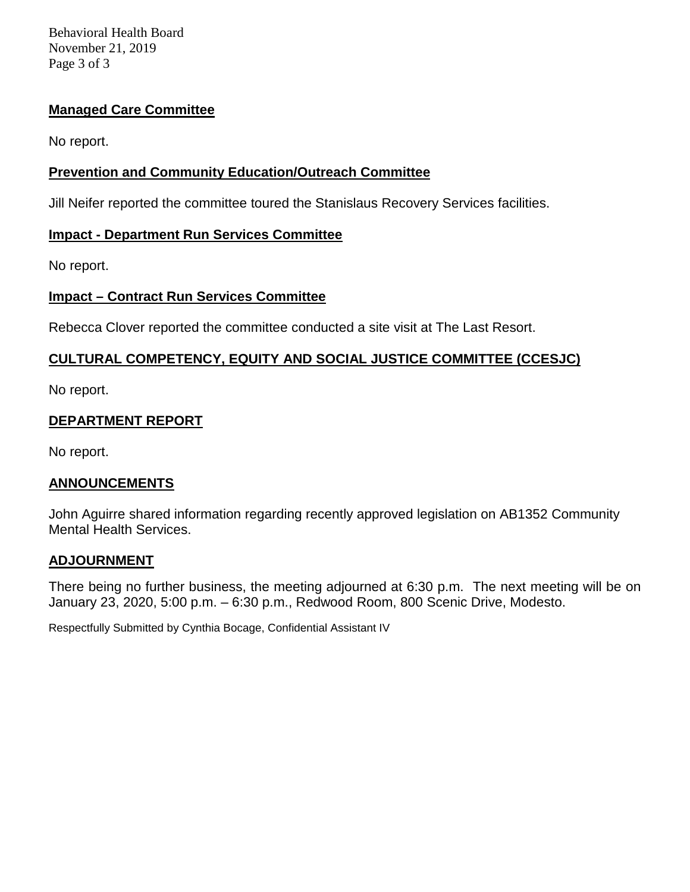## Managed Care Committee

No report.

## Prevention and Community Education/Outreach Committee

Jill Neifer reported the committee toured the Stanislaus Recovery Services facilities.

## Impact - Department Run Services Committee

No report.

## Impact – Contract Run Services Committee

Rebecca Clover reported the committee conducted a site visit at The Last Resort.

## CULTURAL COMPETENCY, EQUITY AND SOCIAL JUSTICE COMMITTEE (CCESJC)

No report.

## DEPARTMENT REPORT

No report.

## ANNOUNCEMENTS

John Aguirre shared information regarding recently approved legislation on AB1352 Community Mental Health Services.

## ADJOURNMENT

There being no further business, the meeting adjourned at 6:30 p.m. The next meeting will be on January 23, 2020, 5:00 p.m. – 6:30 p.m., Redwood Room, 800 Scenic Drive, Modesto.

Respectfully Submitted by Cynthia Bocage, Confidential Assistant IV